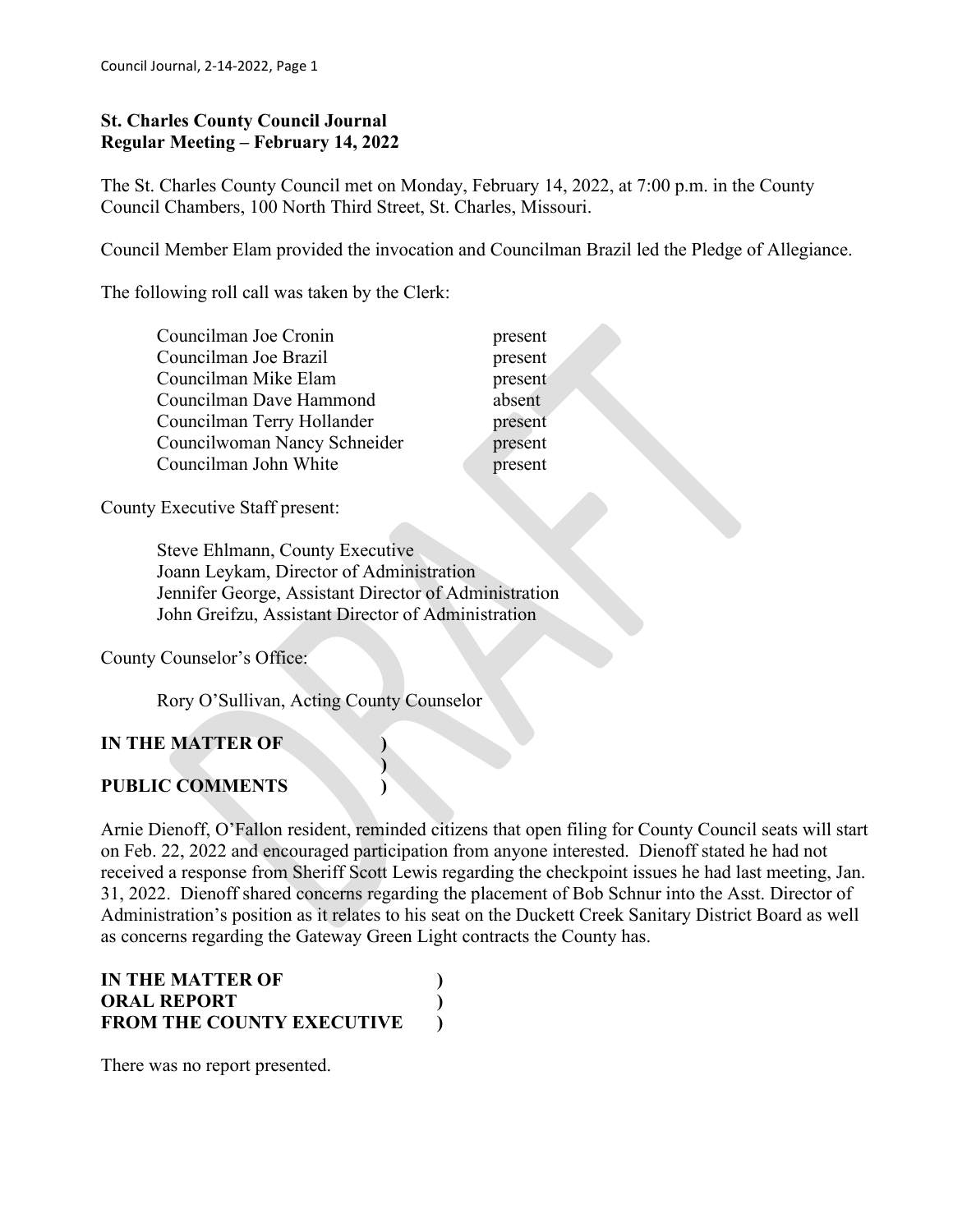# St. Charles County Council Journal
## Regular Meeting – February 14, 2022

The St. Charles County Council met on Monday, February 14, 2022, at 7:00 p.m. in the County Council Chambers, 100 North Third Street, St. Charles, Missouri.

Council Member Elam provided the invocation and Councilman Brazil led the Pledge of Allegiance.

The following roll call was taken by the Clerk:

| | |
|---|---|
| Councilman Joe Cronin | present |
| Councilman Joe Brazil | present |
| Councilman Mike Elam | present |
| Councilman Dave Hammond | absent |
| Councilman Terry Hollander | present |
| Councilwoman Nancy Schneider | present |
| Councilman John White | present |

County Executive Staff present:

Steve Ehlmann, County Executive
Joann Leykam, Director of Administration
Jennifer George, Assistant Director of Administration
John Greifzu, Assistant Director of Administration

County Counselor's Office:

Rory O'Sullivan, Acting County Counselor

**IN THE MATTER OF )**
**)**
**PUBLIC COMMENTS )**

Arnie Dienoff, O'Fallon resident, reminded citizens that open filing for County Council seats will start on Feb. 22, 2022 and encouraged participation from anyone interested. Dienoff stated he had not received a response from Sheriff Scott Lewis regarding the checkpoint issues he had last meeting, Jan. 31, 2022. Dienoff shared concerns regarding the placement of Bob Schnur into the Asst. Director of Administration's position as it relates to his seat on the Duckett Creek Sanitary District Board as well as concerns regarding the Gateway Green Light contracts the County has.

**IN THE MATTER OF )**
**ORAL REPORT )**
**FROM THE COUNTY EXECUTIVE )**

There was no report presented.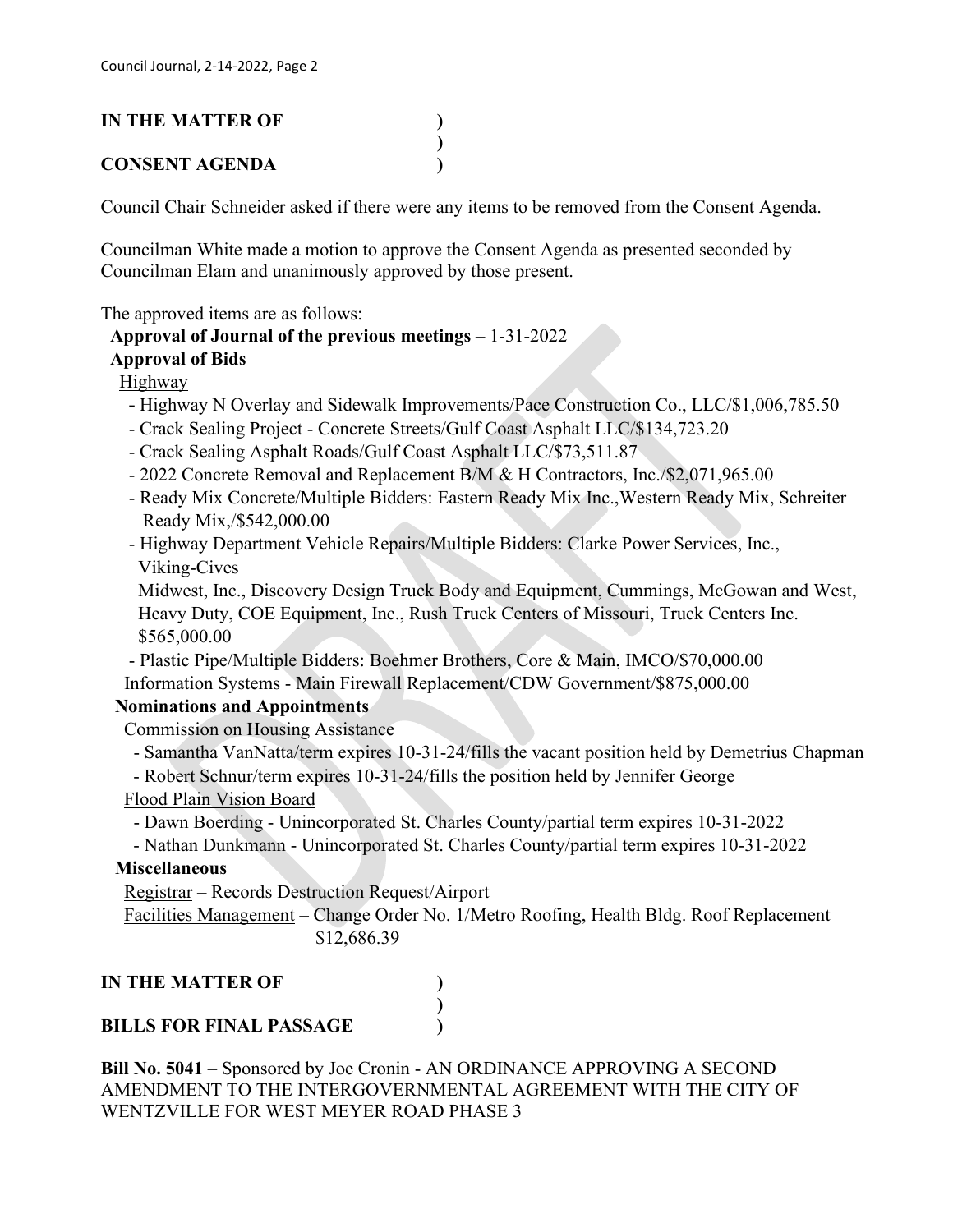**IN THE MATTER OF )**
**)**
**CONSENT AGENDA )**

Council Chair Schneider asked if there were any items to be removed from the Consent Agenda.

Councilman White made a motion to approve the Consent Agenda as presented seconded by Councilman Elam and unanimously approved by those present.

The approved items are as follows:

**Approval of Journal of the previous meetings** – 1-31-2022

**Approval of Bids**

Highway

- Highway N Overlay and Sidewalk Improvements/Pace Construction Co., LLC/$1,006,785.50
- Crack Sealing Project - Concrete Streets/Gulf Coast Asphalt LLC/$134,723.20
- Crack Sealing Asphalt Roads/Gulf Coast Asphalt LLC/$73,511.87
- 2022 Concrete Removal and Replacement B/M & H Contractors, Inc./$2,071,965.00
- Ready Mix Concrete/Multiple Bidders: Eastern Ready Mix Inc.,Western Ready Mix, Schreiter Ready Mix,/$542,000.00
- Highway Department Vehicle Repairs/Multiple Bidders: Clarke Power Services, Inc., Viking-Cives Midwest, Inc., Discovery Design Truck Body and Equipment, Cummings, McGowan and West, Heavy Duty, COE Equipment, Inc., Rush Truck Centers of Missouri, Truck Centers Inc. $565,000.00
- Plastic Pipe/Multiple Bidders: Boehmer Brothers, Core & Main, IMCO/$70,000.00

Information Systems - Main Firewall Replacement/CDW Government/$875,000.00

**Nominations and Appointments**

Commission on Housing Assistance

- Samantha VanNatta/term expires 10-31-24/fills the vacant position held by Demetrius Chapman
- Robert Schnur/term expires 10-31-24/fills the position held by Jennifer George

Flood Plain Vision Board

- Dawn Boerding - Unincorporated St. Charles County/partial term expires 10-31-2022
- Nathan Dunkmann - Unincorporated St. Charles County/partial term expires 10-31-2022

**Miscellaneous**

Registrar – Records Destruction Request/Airport

Facilities Management – Change Order No. 1/Metro Roofing, Health Bldg. Roof Replacement $12,686.39

**IN THE MATTER OF )**
**)**
**BILLS FOR FINAL PASSAGE )**

**Bill No. 5041** – Sponsored by Joe Cronin - AN ORDINANCE APPROVING A SECOND AMENDMENT TO THE INTERGOVERNMENTAL AGREEMENT WITH THE CITY OF WENTZVILLE FOR WEST MEYER ROAD PHASE 3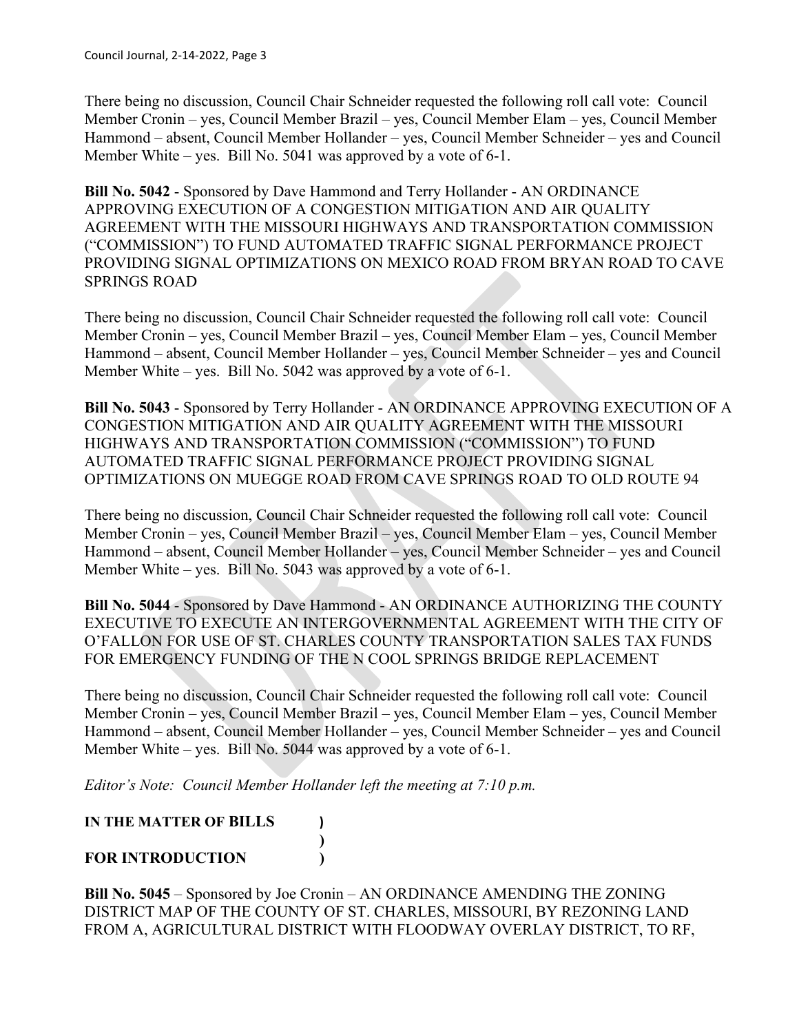There being no discussion, Council Chair Schneider requested the following roll call vote: Council Member Cronin – yes, Council Member Brazil – yes, Council Member Elam – yes, Council Member Hammond – absent, Council Member Hollander – yes, Council Member Schneider – yes and Council Member White – yes. Bill No. 5041 was approved by a vote of 6-1.

**Bill No. 5042** - Sponsored by Dave Hammond and Terry Hollander - AN ORDINANCE APPROVING EXECUTION OF A CONGESTION MITIGATION AND AIR QUALITY AGREEMENT WITH THE MISSOURI HIGHWAYS AND TRANSPORTATION COMMISSION ("COMMISSION") TO FUND AUTOMATED TRAFFIC SIGNAL PERFORMANCE PROJECT PROVIDING SIGNAL OPTIMIZATIONS ON MEXICO ROAD FROM BRYAN ROAD TO CAVE SPRINGS ROAD

There being no discussion, Council Chair Schneider requested the following roll call vote: Council Member Cronin – yes, Council Member Brazil – yes, Council Member Elam – yes, Council Member Hammond – absent, Council Member Hollander – yes, Council Member Schneider – yes and Council Member White – yes. Bill No. 5042 was approved by a vote of 6-1.

**Bill No. 5043** - Sponsored by Terry Hollander - AN ORDINANCE APPROVING EXECUTION OF A CONGESTION MITIGATION AND AIR QUALITY AGREEMENT WITH THE MISSOURI HIGHWAYS AND TRANSPORTATION COMMISSION ("COMMISSION") TO FUND AUTOMATED TRAFFIC SIGNAL PERFORMANCE PROJECT PROVIDING SIGNAL OPTIMIZATIONS ON MUEGGE ROAD FROM CAVE SPRINGS ROAD TO OLD ROUTE 94

There being no discussion, Council Chair Schneider requested the following roll call vote: Council Member Cronin – yes, Council Member Brazil – yes, Council Member Elam – yes, Council Member Hammond – absent, Council Member Hollander – yes, Council Member Schneider – yes and Council Member White – yes. Bill No. 5043 was approved by a vote of 6-1.

**Bill No. 5044** - Sponsored by Dave Hammond - AN ORDINANCE AUTHORIZING THE COUNTY EXECUTIVE TO EXECUTE AN INTERGOVERNMENTAL AGREEMENT WITH THE CITY OF O'FALLON FOR USE OF ST. CHARLES COUNTY TRANSPORTATION SALES TAX FUNDS FOR EMERGENCY FUNDING OF THE N COOL SPRINGS BRIDGE REPLACEMENT

There being no discussion, Council Chair Schneider requested the following roll call vote: Council Member Cronin – yes, Council Member Brazil – yes, Council Member Elam – yes, Council Member Hammond – absent, Council Member Hollander – yes, Council Member Schneider – yes and Council Member White – yes. Bill No. 5044 was approved by a vote of 6-1.

*Editor's Note: Council Member Hollander left the meeting at 7:10 p.m.*

**IN THE MATTER OF BILLS )**
**)**
**FOR INTRODUCTION )**

**Bill No. 5045** – Sponsored by Joe Cronin – AN ORDINANCE AMENDING THE ZONING DISTRICT MAP OF THE COUNTY OF ST. CHARLES, MISSOURI, BY REZONING LAND FROM A, AGRICULTURAL DISTRICT WITH FLOODWAY OVERLAY DISTRICT, TO RF,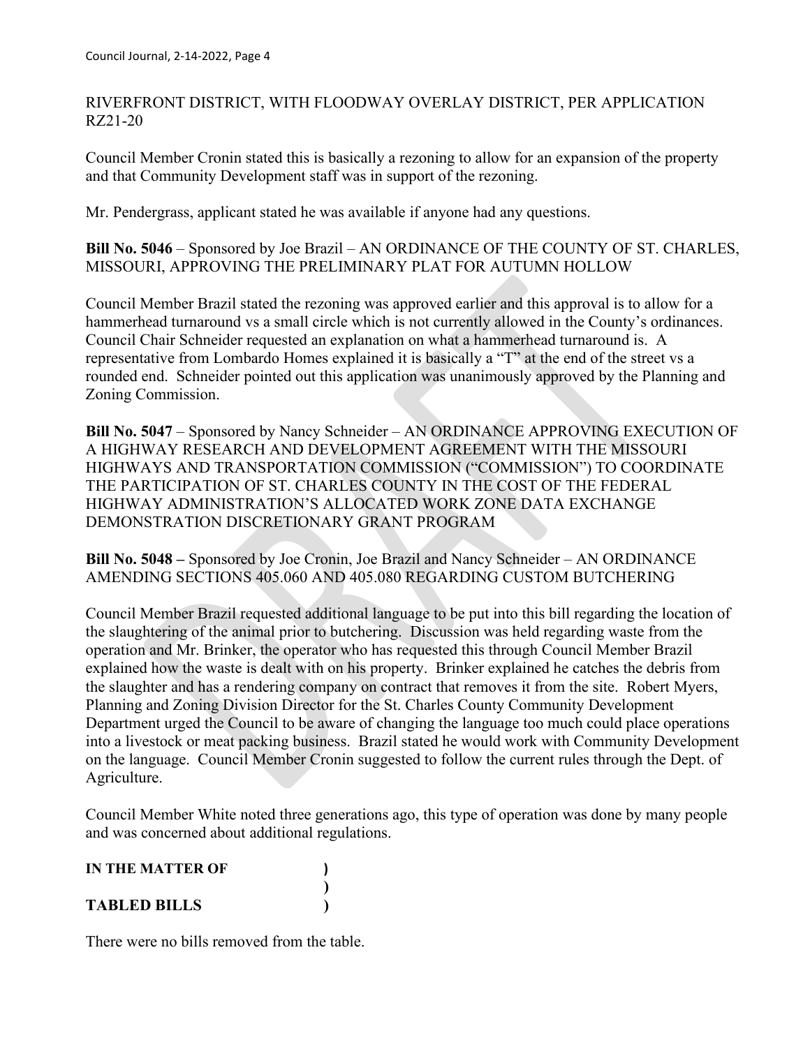RIVERFRONT DISTRICT, WITH FLOODWAY OVERLAY DISTRICT, PER APPLICATION RZ21-20

Council Member Cronin stated this is basically a rezoning to allow for an expansion of the property and that Community Development staff was in support of the rezoning.

Mr. Pendergrass, applicant stated he was available if anyone had any questions.

**Bill No. 5046** – Sponsored by Joe Brazil – AN ORDINANCE OF THE COUNTY OF ST. CHARLES, MISSOURI, APPROVING THE PRELIMINARY PLAT FOR AUTUMN HOLLOW

Council Member Brazil stated the rezoning was approved earlier and this approval is to allow for a hammerhead turnaround vs a small circle which is not currently allowed in the County's ordinances. Council Chair Schneider requested an explanation on what a hammerhead turnaround is. A representative from Lombardo Homes explained it is basically a "T" at the end of the street vs a rounded end. Schneider pointed out this application was unanimously approved by the Planning and Zoning Commission.

**Bill No. 5047** – Sponsored by Nancy Schneider – AN ORDINANCE APPROVING EXECUTION OF A HIGHWAY RESEARCH AND DEVELOPMENT AGREEMENT WITH THE MISSOURI HIGHWAYS AND TRANSPORTATION COMMISSION ("COMMISSION") TO COORDINATE THE PARTICIPATION OF ST. CHARLES COUNTY IN THE COST OF THE FEDERAL HIGHWAY ADMINISTRATION'S ALLOCATED WORK ZONE DATA EXCHANGE DEMONSTRATION DISCRETIONARY GRANT PROGRAM

**Bill No. 5048 –** Sponsored by Joe Cronin, Joe Brazil and Nancy Schneider – AN ORDINANCE AMENDING SECTIONS 405.060 AND 405.080 REGARDING CUSTOM BUTCHERING

Council Member Brazil requested additional language to be put into this bill regarding the location of the slaughtering of the animal prior to butchering. Discussion was held regarding waste from the operation and Mr. Brinker, the operator who has requested this through Council Member Brazil explained how the waste is dealt with on his property. Brinker explained he catches the debris from the slaughter and has a rendering company on contract that removes it from the site. Robert Myers, Planning and Zoning Division Director for the St. Charles County Community Development Department urged the Council to be aware of changing the language too much could place operations into a livestock or meat packing business. Brazil stated he would work with Community Development on the language. Council Member Cronin suggested to follow the current rules through the Dept. of Agriculture.

Council Member White noted three generations ago, this type of operation was done by many people and was concerned about additional regulations.

**IN THE MATTER OF )**
**)**
**TABLED BILLS )**

There were no bills removed from the table.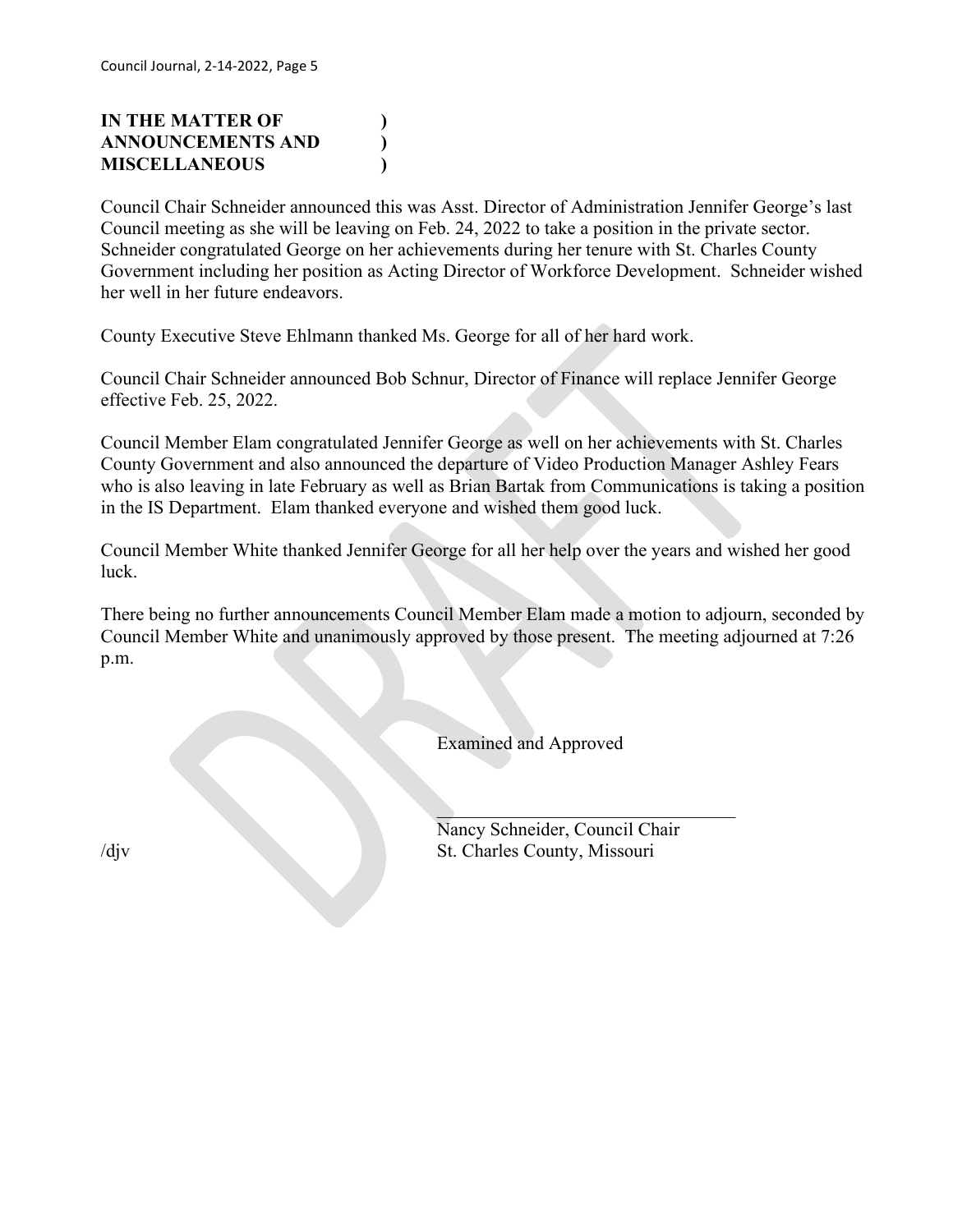**IN THE MATTER OF )**
**ANNOUNCEMENTS AND )**
**MISCELLANEOUS )**

Council Chair Schneider announced this was Asst. Director of Administration Jennifer George's last Council meeting as she will be leaving on Feb. 24, 2022 to take a position in the private sector. Schneider congratulated George on her achievements during her tenure with St. Charles County Government including her position as Acting Director of Workforce Development. Schneider wished her well in her future endeavors.

County Executive Steve Ehlmann thanked Ms. George for all of her hard work.

Council Chair Schneider announced Bob Schnur, Director of Finance will replace Jennifer George effective Feb. 25, 2022.

Council Member Elam congratulated Jennifer George as well on her achievements with St. Charles County Government and also announced the departure of Video Production Manager Ashley Fears who is also leaving in late February as well as Brian Bartak from Communications is taking a position in the IS Department. Elam thanked everyone and wished them good luck.

Council Member White thanked Jennifer George for all her help over the years and wished her good luck.

There being no further announcements Council Member Elam made a motion to adjourn, seconded by Council Member White and unanimously approved by those present. The meeting adjourned at 7:26 p.m.

Examined and Approved

\_\_\_\_\_\_\_\_\_\_\_\_\_\_\_\_\_\_\_\_\_\_\_\_\_\_\_\_\_\_\_\_
Nancy Schneider, Council Chair
St. Charles County, Missouri

/djv

DRAFT